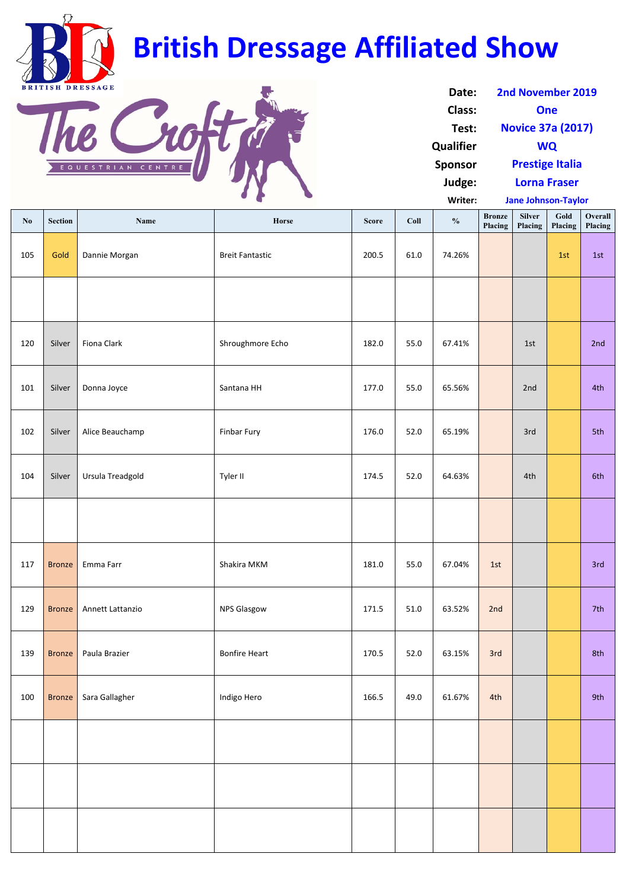# British Dressage Affiliated Show

BRITISH DRESSAGE

The Croft EQUESTRIAN CENTRE

| | |
|---|---|
| **Date:** | 2nd November 2019 |
| **Class:** | One |
| **Test:** | Novice 37a (2017) |
| **Qualifier** | WQ |
| **Sponsor** | Prestige Italia |
| **Judge:** | Lorna Fraser |
| **Writer:** | Jane Johnson-Taylor |

| No | Section | Name | Horse | Score | Coll | % | Bronze Placing | Silver Placing | Gold Placing | Overall Placing |
|---|---|---|---|---|---|---|---|---|---|---|
| 105 | Gold | Dannie Morgan | Breit Fantastic | 200.5 | 61.0 | 74.26% | | | 1st | 1st |
| | | | | | | | | | | |
| 120 | Silver | Fiona Clark | Shroughmore Echo | 182.0 | 55.0 | 67.41% | | 1st | | 2nd |
| 101 | Silver | Donna Joyce | Santana HH | 177.0 | 55.0 | 65.56% | | 2nd | | 4th |
| 102 | Silver | Alice Beauchamp | Finbar Fury | 176.0 | 52.0 | 65.19% | | 3rd | | 5th |
| 104 | Silver | Ursula Treadgold | Tyler II | 174.5 | 52.0 | 64.63% | | 4th | | 6th |
| | | | | | | | | | | |
| 117 | Bronze | Emma Farr | Shakira MKM | 181.0 | 55.0 | 67.04% | 1st | | | 3rd |
| 129 | Bronze | Annett Lattanzio | NPS Glasgow | 171.5 | 51.0 | 63.52% | 2nd | | | 7th |
| 139 | Bronze | Paula Brazier | Bonfire Heart | 170.5 | 52.0 | 63.15% | 3rd | | | 8th |
| 100 | Bronze | Sara Gallagher | Indigo Hero | 166.5 | 49.0 | 61.67% | 4th | | | 9th |
| | | | | | | | | | | |
| | | | | | | | | | | |
| | | | | | | | | | | |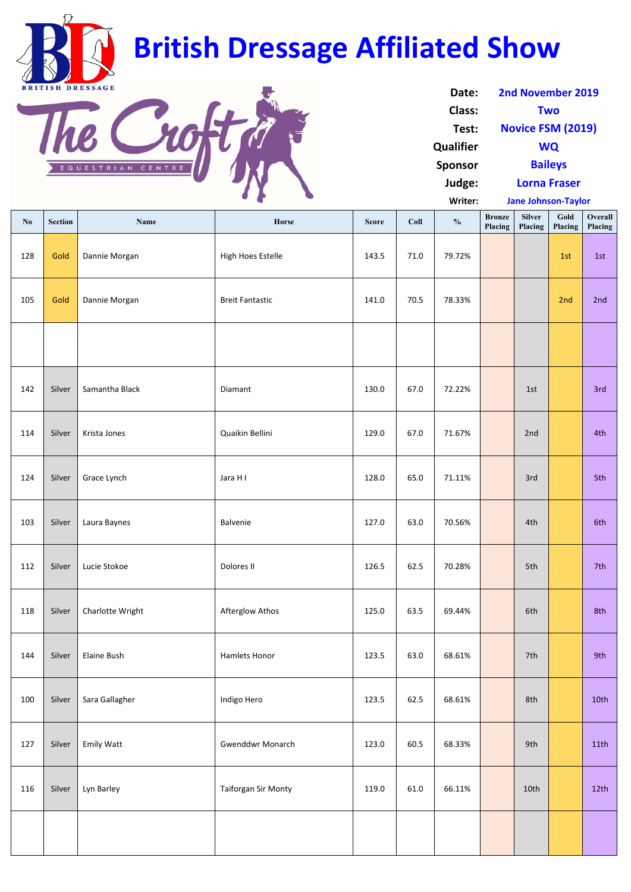# British Dressage Affiliated Show

BRITISH DRESSAGE

The Croft EQUESTRIAN CENTRE

| | |
|---|---|
| **Date:** | 2nd November 2019 |
| **Class:** | Two |
| **Test:** | Novice FSM (2019) |
| **Qualifier** | WQ |
| **Sponsor** | Baileys |
| **Judge:** | Lorna Fraser |
| **Writer:** | Jane Johnson-Taylor |

| No | Section | Name | Horse | Score | Coll | % | Bronze Placing | Silver Placing | Gold Placing | Overall Placing |
|---|---|---|---|---|---|---|---|---|---|---|
| 128 | Gold | Dannie Morgan | High Hoes Estelle | 143.5 | 71.0 | 79.72% | | | 1st | 1st |
| 105 | Gold | Dannie Morgan | Breit Fantastic | 141.0 | 70.5 | 78.33% | | | 2nd | 2nd |
| | | | | | | | | | | |
| 142 | Silver | Samantha Black | Diamant | 130.0 | 67.0 | 72.22% | | 1st | | 3rd |
| 114 | Silver | Krista Jones | Quaikin Bellini | 129.0 | 67.0 | 71.67% | | 2nd | | 4th |
| 124 | Silver | Grace Lynch | Jara H I | 128.0 | 65.0 | 71.11% | | 3rd | | 5th |
| 103 | Silver | Laura Baynes | Balvenie | 127.0 | 63.0 | 70.56% | | 4th | | 6th |
| 112 | Silver | Lucie Stokoe | Dolores II | 126.5 | 62.5 | 70.28% | | 5th | | 7th |
| 118 | Silver | Charlotte Wright | Afterglow Athos | 125.0 | 63.5 | 69.44% | | 6th | | 8th |
| 144 | Silver | Elaine Bush | Hamlets Honor | 123.5 | 63.0 | 68.61% | | 7th | | 9th |
| 100 | Silver | Sara Gallagher | Indigo Hero | 123.5 | 62.5 | 68.61% | | 8th | | 10th |
| 127 | Silver | Emily Watt | Gwenddwr Monarch | 123.0 | 60.5 | 68.33% | | 9th | | 11th |
| 116 | Silver | Lyn Barley | Taiforgan Sir Monty | 119.0 | 61.0 | 66.11% | | 10th | | 12th |
| | | | | | | | | | | |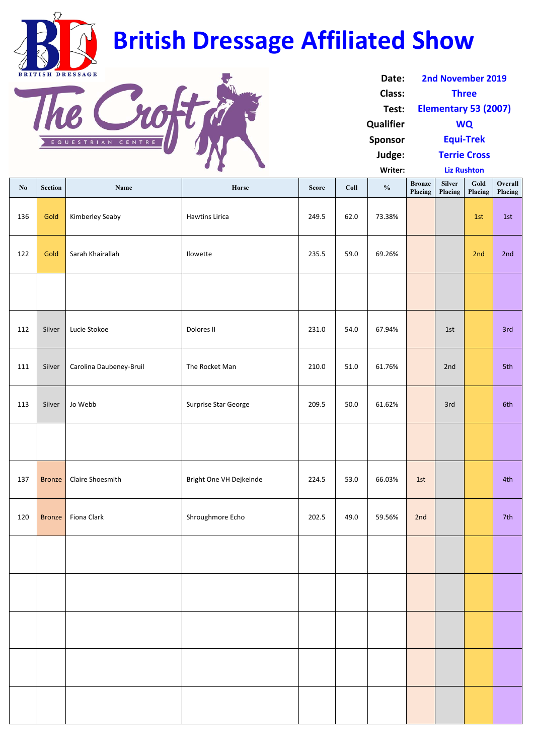# British Dressage Affiliated Show

**Date:** 2nd November 2019
**Class:** Three
**Test:** Elementary 53 (2007)
**Qualifier** WQ
**Sponsor** Equi-Trek
**Judge:** Terrie Cross
**Writer:** Liz Rushton

| No | Section | Name | Horse | Score | Coll | % | Bronze Placing | Silver Placing | Gold Placing | Overall Placing |
|---|---|---|---|---|---|---|---|---|---|---|
| 136 | Gold | Kimberley Seaby | Hawtins Lirica | 249.5 | 62.0 | 73.38% | | | 1st | 1st |
| 122 | Gold | Sarah Khairallah | Ilowette | 235.5 | 59.0 | 69.26% | | | 2nd | 2nd |
| | | | | | | | | | | |
| 112 | Silver | Lucie Stokoe | Dolores II | 231.0 | 54.0 | 67.94% | | 1st | | 3rd |
| 111 | Silver | Carolina Daubeney-Bruil | The Rocket Man | 210.0 | 51.0 | 61.76% | | 2nd | | 5th |
| 113 | Silver | Jo Webb | Surprise Star George | 209.5 | 50.0 | 61.62% | | 3rd | | 6th |
| | | | | | | | | | | |
| 137 | Bronze | Claire Shoesmith | Bright One VH Dejkeinde | 224.5 | 53.0 | 66.03% | 1st | | | 4th |
| 120 | Bronze | Fiona Clark | Shroughmore Echo | 202.5 | 49.0 | 59.56% | 2nd | | | 7th |
| | | | | | | | | | | |
| | | | | | | | | | | |
| | | | | | | | | | | |
| | | | | | | | | | | |
| | | | | | | | | | | |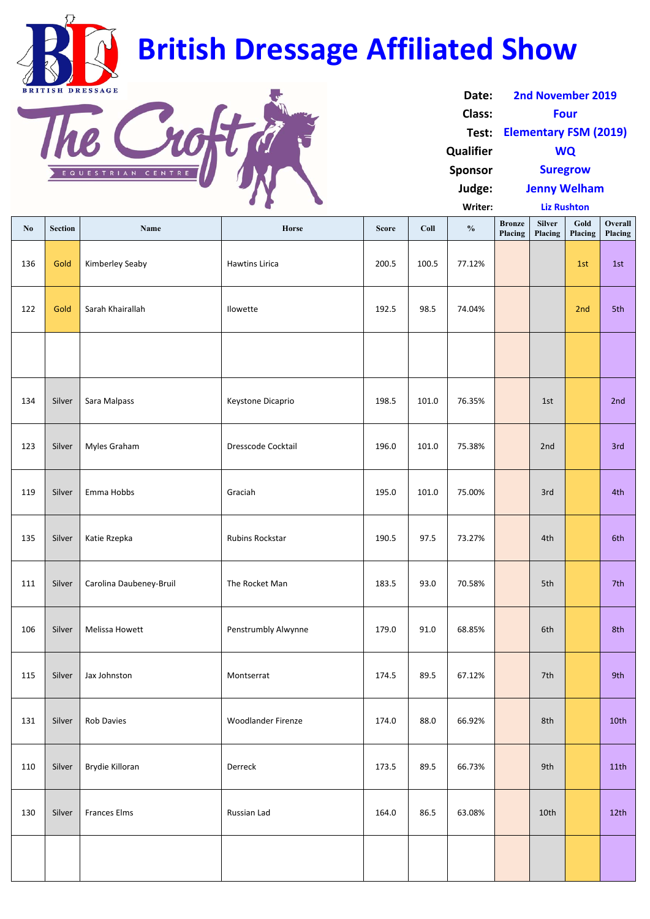# British Dressage Affiliated Show

| | |
|---|---|
| **Date:** | **2nd November 2019** |
| **Class:** | **Four** |
| **Test:** | **Elementary FSM (2019)** |
| **Qualifier** | **WQ** |
| **Sponsor** | **Suregrow** |
| **Judge:** | **Jenny Welham** |
| **Writer:** | **Liz Rushton** |

| No | Section | Name | Horse | Score | Coll | % | Bronze Placing | Silver Placing | Gold Placing | Overall Placing |
|---|---|---|---|---|---|---|---|---|---|---|
| 136 | Gold | Kimberley Seaby | Hawtins Lirica | 200.5 | 100.5 | 77.12% | | | 1st | 1st |
| 122 | Gold | Sarah Khairallah | Ilowette | 192.5 | 98.5 | 74.04% | | | 2nd | 5th |
| | | | | | | | | | | |
| 134 | Silver | Sara Malpass | Keystone Dicaprio | 198.5 | 101.0 | 76.35% | | 1st | | 2nd |
| 123 | Silver | Myles Graham | Dresscode Cocktail | 196.0 | 101.0 | 75.38% | | 2nd | | 3rd |
| 119 | Silver | Emma Hobbs | Graciah | 195.0 | 101.0 | 75.00% | | 3rd | | 4th |
| 135 | Silver | Katie Rzepka | Rubins Rockstar | 190.5 | 97.5 | 73.27% | | 4th | | 6th |
| 111 | Silver | Carolina Daubeney-Bruil | The Rocket Man | 183.5 | 93.0 | 70.58% | | 5th | | 7th |
| 106 | Silver | Melissa Howett | Penstrumbly Alwynne | 179.0 | 91.0 | 68.85% | | 6th | | 8th |
| 115 | Silver | Jax Johnston | Montserrat | 174.5 | 89.5 | 67.12% | | 7th | | 9th |
| 131 | Silver | Rob Davies | Woodlander Firenze | 174.0 | 88.0 | 66.92% | | 8th | | 10th |
| 110 | Silver | Brydie Killoran | Derreck | 173.5 | 89.5 | 66.73% | | 9th | | 11th |
| 130 | Silver | Frances Elms | Russian Lad | 164.0 | 86.5 | 63.08% | | 10th | | 12th |
| | | | | | | | | | | |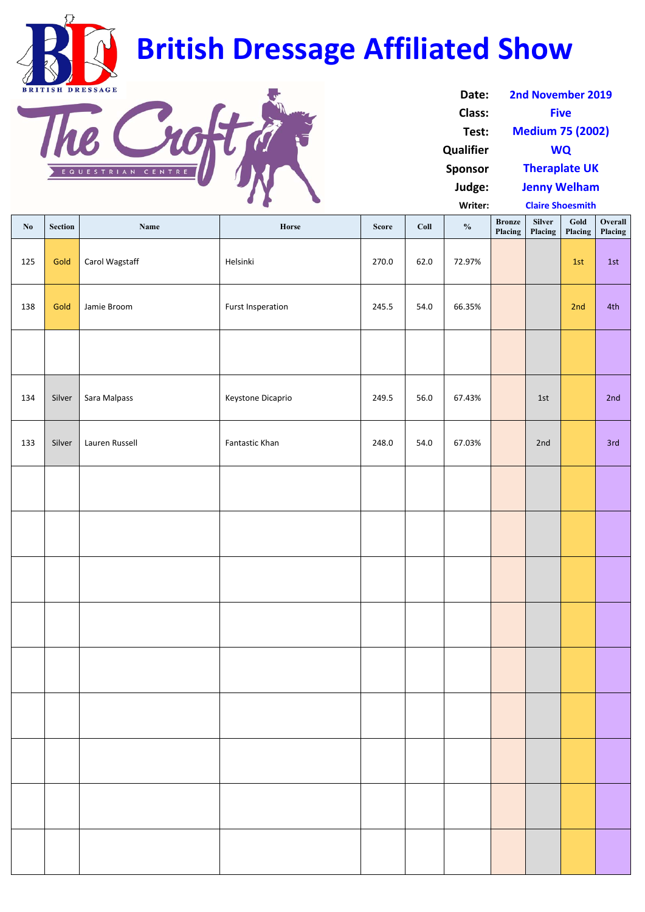# British Dressage Affiliated Show

BRITISH DRESSAGE

The Croft EQUESTRIAN CENTRE

| | |
|---|---|
| **Date:** | 2nd November 2019 |
| **Class:** | Five |
| **Test:** | Medium 75 (2002) |
| **Qualifier** | WQ |
| **Sponsor** | Theraplate UK |
| **Judge:** | Jenny Welham |
| **Writer:** | Claire Shoesmith |

| No | Section | Name | Horse | Score | Coll | % | Bronze Placing | Silver Placing | Gold Placing | Overall Placing |
|---|---|---|---|---|---|---|---|---|---|---|
| 125 | Gold | Carol Wagstaff | Helsinki | 270.0 | 62.0 | 72.97% | | | 1st | 1st |
| 138 | Gold | Jamie Broom | Furst Insperation | 245.5 | 54.0 | 66.35% | | | 2nd | 4th |
| | | | | | | | | | | |
| 134 | Silver | Sara Malpass | Keystone Dicaprio | 249.5 | 56.0 | 67.43% | | 1st | | 2nd |
| 133 | Silver | Lauren Russell | Fantastic Khan | 248.0 | 54.0 | 67.03% | | 2nd | | 3rd |
| | | | | | | | | | | |
| | | | | | | | | | | |
| | | | | | | | | | | |
| | | | | | | | | | | |
| | | | | | | | | | | |
| | | | | | | | | | | |
| | | | | | | | | | | |
| | | | | | | | | | | |
| | | | | | | | | | | |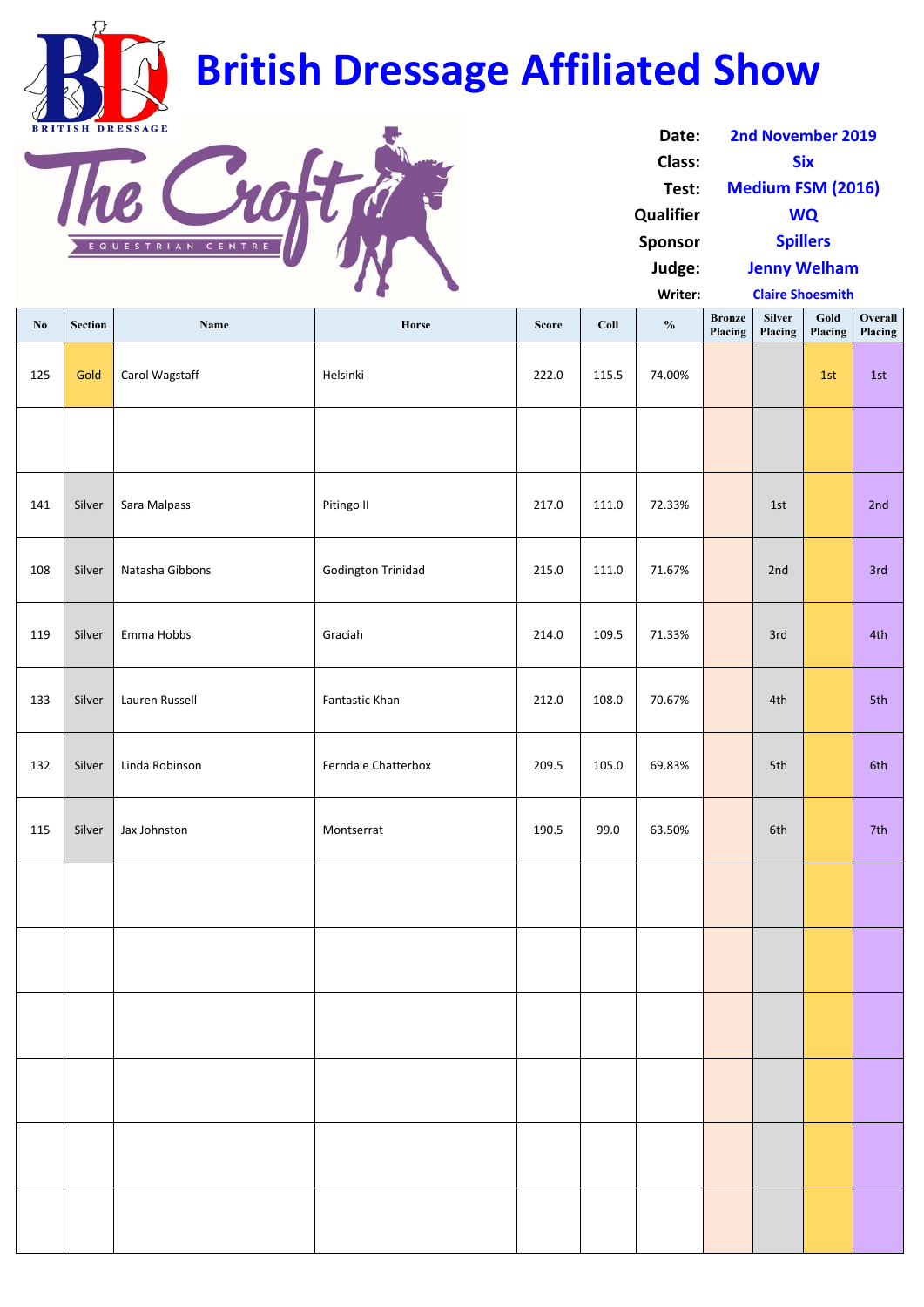# British Dressage Affiliated Show

BRITISH DRESSAGE

The Croft EQUESTRIAN CENTRE

**Date:** 2nd November 2019
**Class:** Six
**Test:** Medium FSM (2016)
**Qualifier** WQ
**Sponsor** Spillers
**Judge:** Jenny Welham
**Writer:** Claire Shoesmith

| No | Section | Name | Horse | Score | Coll | % | Bronze Placing | Silver Placing | Gold Placing | Overall Placing |
|---|---|---|---|---|---|---|---|---|---|---|
| 125 | Gold | Carol Wagstaff | Helsinki | 222.0 | 115.5 | 74.00% | | | 1st | 1st |
| | | | | | | | | | | |
| 141 | Silver | Sara Malpass | Pitingo II | 217.0 | 111.0 | 72.33% | | 1st | | 2nd |
| 108 | Silver | Natasha Gibbons | Godington Trinidad | 215.0 | 111.0 | 71.67% | | 2nd | | 3rd |
| 119 | Silver | Emma Hobbs | Graciah | 214.0 | 109.5 | 71.33% | | 3rd | | 4th |
| 133 | Silver | Lauren Russell | Fantastic Khan | 212.0 | 108.0 | 70.67% | | 4th | | 5th |
| 132 | Silver | Linda Robinson | Ferndale Chatterbox | 209.5 | 105.0 | 69.83% | | 5th | | 6th |
| 115 | Silver | Jax Johnston | Montserrat | 190.5 | 99.0 | 63.50% | | 6th | | 7th |
| | | | | | | | | | | |
| | | | | | | | | | | |
| | | | | | | | | | | |
| | | | | | | | | | | |
| | | | | | | | | | | |
| | | | | | | | | | | |